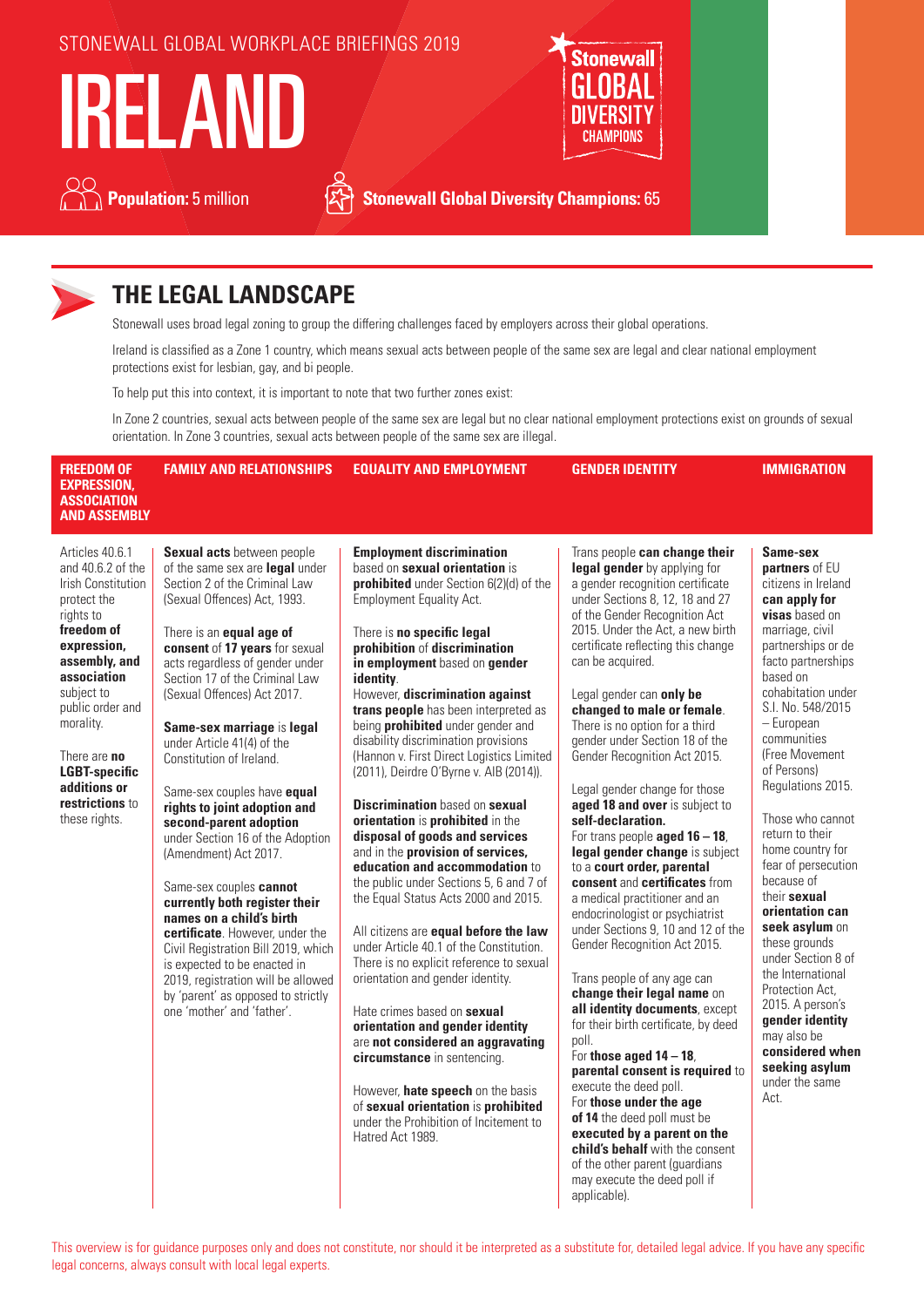STONEWALL GLOBAL WORKPLACE BRIEFINGS 2019

# IRELAND

**Population:** 5 million

**Stonewall Global Diversity Champions:** 65

## THE LEGAL LANDSCAPE

Stonewall uses broad legal zoning to group the differing challenges faced by employers across their global operations.

Ireland is classified as a Zone 1 country, which means sexual acts between people of the same sex are legal and clear national employment protections exist for lesbian, gay, and bi people.

To help put this into context, it is important to note that two further zones exist:

In Zone 2 countries, sexual acts between people of the same sex are legal but no clear national employment protections exist on grounds of sexual orientation. In Zone 3 countries, sexual acts between people of the same sex are illegal.

### FREEDOM OF EXPRESSION, ASSOCIATION AND ASSEMBLY

Articles 40.6.1 and 40.6.2 of the Irish Constitution protect the rights to **freedom of expression, assembly, and association** subject to public order and morality.

There are **no LGBT-specific additions or restrictions** to these rights.

### FAMILY AND RELATIONSHIPS

**Sexual acts** between people of the same sex are **legal** under Section 2 of the Criminal Law (Sexual Offences) Act, 1993.

There is an **equal age of consent** of **17 years** for sexual acts regardless of gender under Section 17 of the Criminal Law (Sexual Offences) Act 2017.

**Same-sex marriage** is **legal** under Article 41(4) of the Constitution of Ireland.

Same-sex couples have **equal rights to joint adoption and second-parent adoption** under Section 16 of the Adoption (Amendment) Act 2017.

Same-sex couples **cannot currently both register their names on a child's birth certificate**. However, under the Civil Registration Bill 2019, which is expected to be enacted in 2019, registration will be allowed by 'parent' as opposed to strictly one 'mother' and 'father'.

### EQUALITY AND EMPLOYMENT

**Employment discrimination** based on **sexual orientation** is **prohibited** under Section 6(2)(d) of the Employment Equality Act.

There is **no specific legal prohibition** of **discrimination in employment** based on **gender identity**.
However, **discrimination against trans people** has been interpreted as being **prohibited** under gender and disability discrimination provisions (Hannon v. First Direct Logistics Limited (2011), Deirdre O'Byrne v. AIB (2014)).

**Discrimination** based on **sexual orientation** is **prohibited** in the **disposal of goods and services** and in the **provision of services, education and accommodation** to the public under Sections 5, 6 and 7 of the Equal Status Acts 2000 and 2015.

All citizens are **equal before the law** under Article 40.1 of the Constitution. There is no explicit reference to sexual orientation and gender identity.

Hate crimes based on **sexual orientation and gender identity** are **not considered an aggravating circumstance** in sentencing.

However, **hate speech** on the basis of **sexual orientation** is **prohibited** under the Prohibition of Incitement to Hatred Act 1989.

### GENDER IDENTITY

Trans people **can change their legal gender** by applying for a gender recognition certificate under Sections 8, 12, 18 and 27 of the Gender Recognition Act 2015. Under the Act, a new birth certificate reflecting this change can be acquired.

Legal gender can **only be changed to male or female**. There is no option for a third gender under Section 18 of the Gender Recognition Act 2015.

Legal gender change for those **aged 18 and over** is subject to **self-declaration.**
For trans people **aged 16 – 18**, **legal gender change** is subject to a **court order, parental consent** and **certificates** from a medical practitioner and an endocrinologist or psychiatrist under Sections 9, 10 and 12 of the Gender Recognition Act 2015.

Trans people of any age can **change their legal name** on **all identity documents**, except for their birth certificate, by deed poll.
For **those aged 14 – 18**, **parental consent is required** to execute the deed poll.
For **those under the age of 14** the deed poll must be **executed by a parent on the child's behalf** with the consent of the other parent (guardians may execute the deed poll if applicable).

### IMMIGRATION

**Same-sex partners** of EU citizens in Ireland **can apply for visas** based on marriage, civil partnerships or de facto partnerships based on cohabitation under S.I. No. 548/2015 – European communities (Free Movement of Persons) Regulations 2015.

Those who cannot return to their home country for fear of persecution because of their **sexual orientation can seek asylum** on these grounds under Section 8 of the International Protection Act, 2015. A person's **gender identity** may also be **considered when seeking asylum** under the same Act.

This overview is for guidance purposes only and does not constitute, nor should it be interpreted as a substitute for, detailed legal advice. If you have any specific legal concerns, always consult with local legal experts.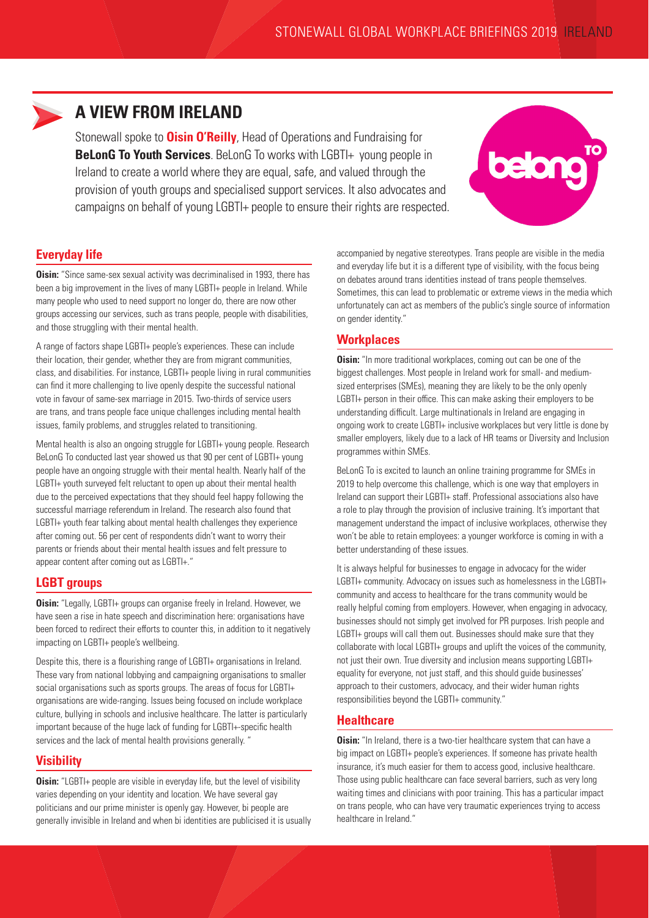# A VIEW FROM IRELAND

Stonewall spoke to **Oisin O'Reilly**, Head of Operations and Fundraising for **BeLonG To Youth Services**. BeLonG To works with LGBTI+ young people in Ireland to create a world where they are equal, safe, and valued through the provision of youth groups and specialised support services. It also advocates and campaigns on behalf of young LGBTI+ people to ensure their rights are respected.

## Everyday life

**Oisin:** "Since same-sex sexual activity was decriminalised in 1993, there has been a big improvement in the lives of many LGBTI+ people in Ireland. While many people who used to need support no longer do, there are now other groups accessing our services, such as trans people, people with disabilities, and those struggling with their mental health.

A range of factors shape LGBTI+ people's experiences. These can include their location, their gender, whether they are from migrant communities, class, and disabilities. For instance, LGBTI+ people living in rural communities can find it more challenging to live openly despite the successful national vote in favour of same-sex marriage in 2015. Two-thirds of service users are trans, and trans people face unique challenges including mental health issues, family problems, and struggles related to transitioning.

Mental health is also an ongoing struggle for LGBTI+ young people. Research BeLonG To conducted last year showed us that 90 per cent of LGBTI+ young people have an ongoing struggle with their mental health. Nearly half of the LGBTI+ youth surveyed felt reluctant to open up about their mental health due to the perceived expectations that they should feel happy following the successful marriage referendum in Ireland. The research also found that LGBTI+ youth fear talking about mental health challenges they experience after coming out. 56 per cent of respondents didn't want to worry their parents or friends about their mental health issues and felt pressure to appear content after coming out as LGBTI+."

## LGBT groups

**Oisin:** "Legally, LGBTI+ groups can organise freely in Ireland. However, we have seen a rise in hate speech and discrimination here: organisations have been forced to redirect their efforts to counter this, in addition to it negatively impacting on LGBTI+ people's wellbeing.

Despite this, there is a flourishing range of LGBTI+ organisations in Ireland. These vary from national lobbying and campaigning organisations to smaller social organisations such as sports groups. The areas of focus for LGBTI+ organisations are wide-ranging. Issues being focused on include workplace culture, bullying in schools and inclusive healthcare. The latter is particularly important because of the huge lack of funding for LGBTI+-specific health services and the lack of mental health provisions generally. "

## Visibility

**Oisin:** "LGBTI+ people are visible in everyday life, but the level of visibility varies depending on your identity and location. We have several gay politicians and our prime minister is openly gay. However, bi people are generally invisible in Ireland and when bi identities are publicised it is usually accompanied by negative stereotypes. Trans people are visible in the media and everyday life but it is a different type of visibility, with the focus being on debates around trans identities instead of trans people themselves. Sometimes, this can lead to problematic or extreme views in the media which unfortunately can act as members of the public's single source of information on gender identity."

## Workplaces

**Oisin:** "In more traditional workplaces, coming out can be one of the biggest challenges. Most people in Ireland work for small- and medium-sized enterprises (SMEs), meaning they are likely to be the only openly LGBTI+ person in their office. This can make asking their employers to be understanding difficult. Large multinationals in Ireland are engaging in ongoing work to create LGBTI+ inclusive workplaces but very little is done by smaller employers, likely due to a lack of HR teams or Diversity and Inclusion programmes within SMEs.

BeLonG To is excited to launch an online training programme for SMEs in 2019 to help overcome this challenge, which is one way that employers in Ireland can support their LGBTI+ staff. Professional associations also have a role to play through the provision of inclusive training. It's important that management understand the impact of inclusive workplaces, otherwise they won't be able to retain employees: a younger workforce is coming in with a better understanding of these issues.

It is always helpful for businesses to engage in advocacy for the wider LGBTI+ community. Advocacy on issues such as homelessness in the LGBTI+ community and access to healthcare for the trans community would be really helpful coming from employers. However, when engaging in advocacy, businesses should not simply get involved for PR purposes. Irish people and LGBTI+ groups will call them out. Businesses should make sure that they collaborate with local LGBTI+ groups and uplift the voices of the community, not just their own. True diversity and inclusion means supporting LGBTI+ equality for everyone, not just staff, and this should guide businesses' approach to their customers, advocacy, and their wider human rights responsibilities beyond the LGBTI+ community."

## Healthcare

**Oisin:** "In Ireland, there is a two-tier healthcare system that can have a big impact on LGBTI+ people's experiences. If someone has private health insurance, it's much easier for them to access good, inclusive healthcare. Those using public healthcare can face several barriers, such as very long waiting times and clinicians with poor training. This has a particular impact on trans people, who can have very traumatic experiences trying to access healthcare in Ireland."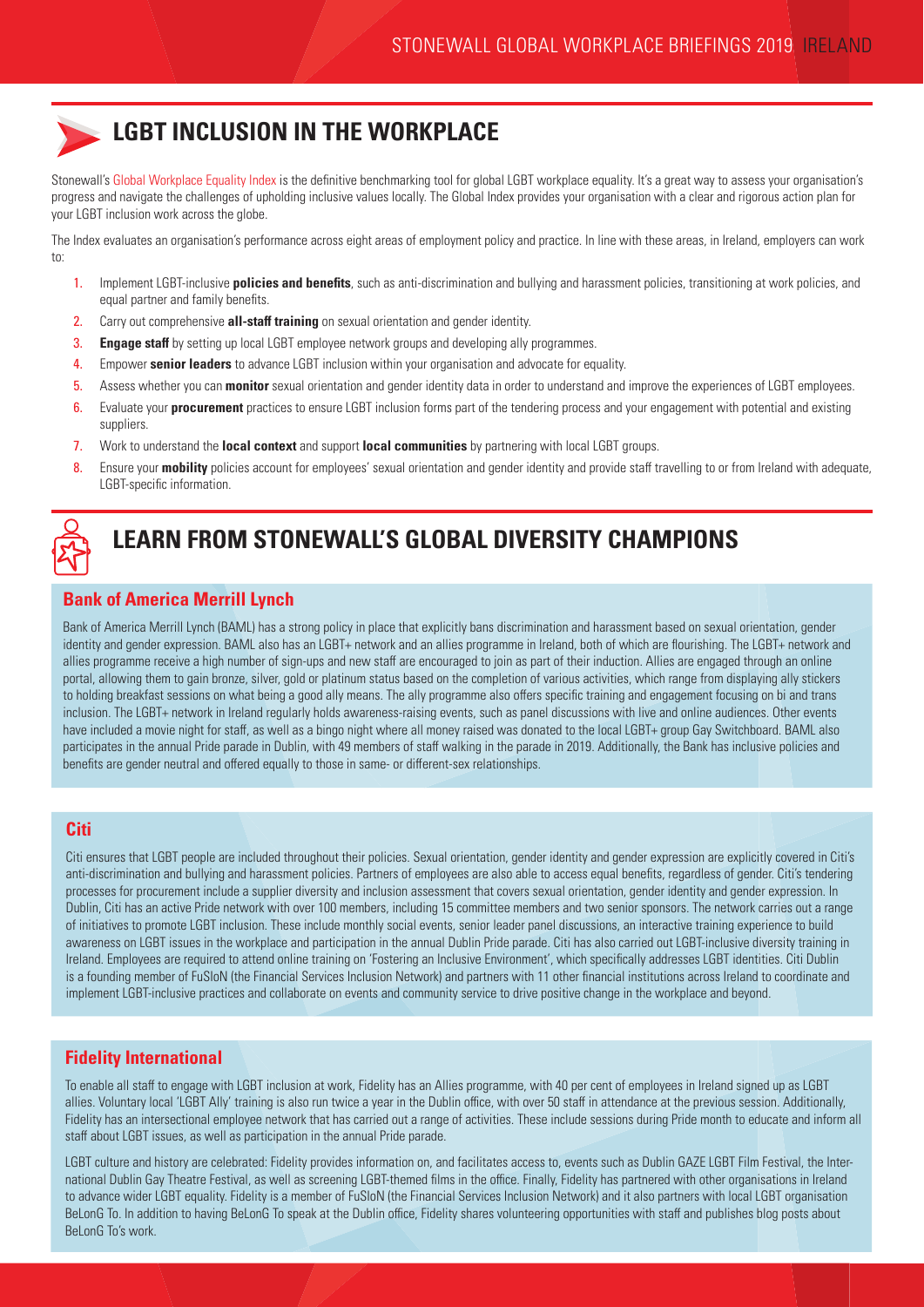## LGBT INCLUSION IN THE WORKPLACE

Stonewall's Global Workplace Equality Index is the definitive benchmarking tool for global LGBT workplace equality. It's a great way to assess your organisation's progress and navigate the challenges of upholding inclusive values locally. The Global Index provides your organisation with a clear and rigorous action plan for your LGBT inclusion work across the globe.

The Index evaluates an organisation's performance across eight areas of employment policy and practice. In line with these areas, in Ireland, employers can work to:

1. Implement LGBT-inclusive **policies and benefits**, such as anti-discrimination and bullying and harassment policies, transitioning at work policies, and equal partner and family benefits.
2. Carry out comprehensive **all-staff training** on sexual orientation and gender identity.
3. **Engage staff** by setting up local LGBT employee network groups and developing ally programmes.
4. Empower **senior leaders** to advance LGBT inclusion within your organisation and advocate for equality.
5. Assess whether you can **monitor** sexual orientation and gender identity data in order to understand and improve the experiences of LGBT employees.
6. Evaluate your **procurement** practices to ensure LGBT inclusion forms part of the tendering process and your engagement with potential and existing suppliers.
7. Work to understand the **local context** and support **local communities** by partnering with local LGBT groups.
8. Ensure your **mobility** policies account for employees' sexual orientation and gender identity and provide staff travelling to or from Ireland with adequate, LGBT-specific information.

## LEARN FROM STONEWALL'S GLOBAL DIVERSITY CHAMPIONS

### Bank of America Merrill Lynch

Bank of America Merrill Lynch (BAML) has a strong policy in place that explicitly bans discrimination and harassment based on sexual orientation, gender identity and gender expression. BAML also has an LGBT+ network and an allies programme in Ireland, both of which are flourishing. The LGBT+ network and allies programme receive a high number of sign-ups and new staff are encouraged to join as part of their induction. Allies are engaged through an online portal, allowing them to gain bronze, silver, gold or platinum status based on the completion of various activities, which range from displaying ally stickers to holding breakfast sessions on what being a good ally means. The ally programme also offers specific training and engagement focusing on bi and trans inclusion. The LGBT+ network in Ireland regularly holds awareness-raising events, such as panel discussions with live and online audiences. Other events have included a movie night for staff, as well as a bingo night where all money raised was donated to the local LGBT+ group Gay Switchboard. BAML also participates in the annual Pride parade in Dublin, with 49 members of staff walking in the parade in 2019. Additionally, the Bank has inclusive policies and benefits are gender neutral and offered equally to those in same- or different-sex relationships.

### Citi

Citi ensures that LGBT people are included throughout their policies. Sexual orientation, gender identity and gender expression are explicitly covered in Citi's anti-discrimination and bullying and harassment policies. Partners of employees are also able to access equal benefits, regardless of gender. Citi's tendering processes for procurement include a supplier diversity and inclusion assessment that covers sexual orientation, gender identity and gender expression. In Dublin, Citi has an active Pride network with over 100 members, including 15 committee members and two senior sponsors. The network carries out a range of initiatives to promote LGBT inclusion. These include monthly social events, senior leader panel discussions, an interactive training experience to build awareness on LGBT issues in the workplace and participation in the annual Dublin Pride parade. Citi has also carried out LGBT-inclusive diversity training in Ireland. Employees are required to attend online training on 'Fostering an Inclusive Environment', which specifically addresses LGBT identities. Citi Dublin is a founding member of FuSIoN (the Financial Services Inclusion Network) and partners with 11 other financial institutions across Ireland to coordinate and implement LGBT-inclusive practices and collaborate on events and community service to drive positive change in the workplace and beyond.

### Fidelity International

To enable all staff to engage with LGBT inclusion at work, Fidelity has an Allies programme, with 40 per cent of employees in Ireland signed up as LGBT allies. Voluntary local 'LGBT Ally' training is also run twice a year in the Dublin office, with over 50 staff in attendance at the previous session. Additionally, Fidelity has an intersectional employee network that has carried out a range of activities. These include sessions during Pride month to educate and inform all staff about LGBT issues, as well as participation in the annual Pride parade.

LGBT culture and history are celebrated: Fidelity provides information on, and facilitates access to, events such as Dublin GAZE LGBT Film Festival, the International Dublin Gay Theatre Festival, as well as screening LGBT-themed films in the office. Finally, Fidelity has partnered with other organisations in Ireland to advance wider LGBT equality. Fidelity is a member of FuSIoN (the Financial Services Inclusion Network) and it also partners with local LGBT organisation BeLonG To. In addition to having BeLonG To speak at the Dublin office, Fidelity shares volunteering opportunities with staff and publishes blog posts about BeLonG To's work.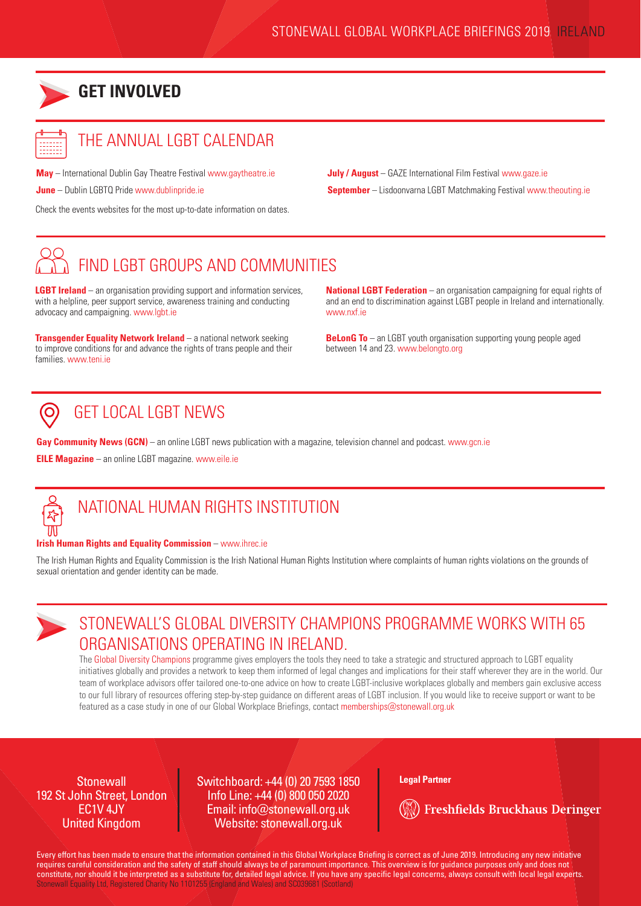# GET INVOLVED

## THE ANNUAL LGBT CALENDAR

**May** – International Dublin Gay Theatre Festival www.gaytheatre.ie

**June** – Dublin LGBTQ Pride www.dublinpride.ie

**July / August** – GAZE International Film Festival www.gaze.ie

**September** – Lisdoonvarna LGBT Matchmaking Festival www.theouting.ie

Check the events websites for the most up-to-date information on dates.

## FIND LGBT GROUPS AND COMMUNITIES

**LGBT Ireland** – an organisation providing support and information services, with a helpline, peer support service, awareness training and conducting advocacy and campaigning. www.lgbt.ie

**Transgender Equality Network Ireland** – a national network seeking to improve conditions for and advance the rights of trans people and their families. www.teni.ie

**National LGBT Federation** – an organisation campaigning for equal rights of and an end to discrimination against LGBT people in Ireland and internationally. www.nxf.ie

**BeLonG To** – an LGBT youth organisation supporting young people aged between 14 and 23. www.belongto.org

## GET LOCAL LGBT NEWS

**Gay Community News (GCN)** – an online LGBT news publication with a magazine, television channel and podcast. www.gcn.ie

**EILE Magazine** – an online LGBT magazine. www.eile.ie

## NATIONAL HUMAN RIGHTS INSTITUTION

**Irish Human Rights and Equality Commission** – www.ihrec.ie

The Irish Human Rights and Equality Commission is the Irish National Human Rights Institution where complaints of human rights violations on the grounds of sexual orientation and gender identity can be made.

## STONEWALL'S GLOBAL DIVERSITY CHAMPIONS PROGRAMME WORKS WITH 65 ORGANISATIONS OPERATING IN IRELAND.

The Global Diversity Champions programme gives employers the tools they need to take a strategic and structured approach to LGBT equality initiatives globally and provides a network to keep them informed of legal changes and implications for their staff wherever they are in the world. Our team of workplace advisors offer tailored one-to-one advice on how to create LGBT-inclusive workplaces globally and members gain exclusive access to our full library of resources offering step-by-step guidance on different areas of LGBT inclusion. If you would like to receive support or want to be featured as a case study in one of our Global Workplace Briefings, contact memberships@stonewall.org.uk

Stonewall
192 St John Street, London
EC1V 4JY
United Kingdom

Switchboard: +44 (0) 20 7593 1850
Info Line: +44 (0) 800 050 2020
Email: info@stonewall.org.uk
Website: stonewall.org.uk

**Legal Partner**

Freshfields Bruckhaus Deringer

Every effort has been made to ensure that the information contained in this Global Workplace Briefing is correct as of June 2019. Introducing any new initiative requires careful consideration and the safety of staff should always be of paramount importance. This overview is for guidance purposes only and does not constitute, nor should it be interpreted as a substitute for, detailed legal advice. If you have any specific legal concerns, always consult with local legal experts. Stonewall Equality Ltd, Registered Charity No 1101255 (England and Wales) and SC039681 (Scotland)